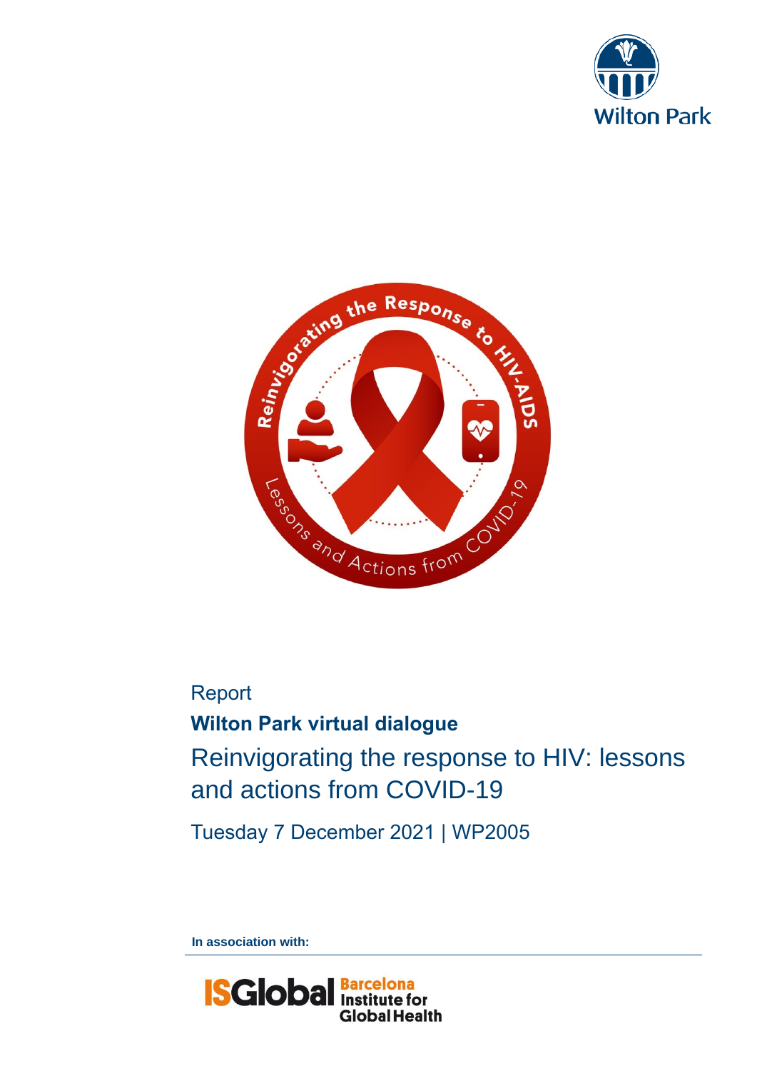Report

**Wilton Park virtual dialogue**

# Reinvigorating the response to HIV: lessons and actions from COVID-19

Tuesday 7 December 2021 | WP2005

**In association with:**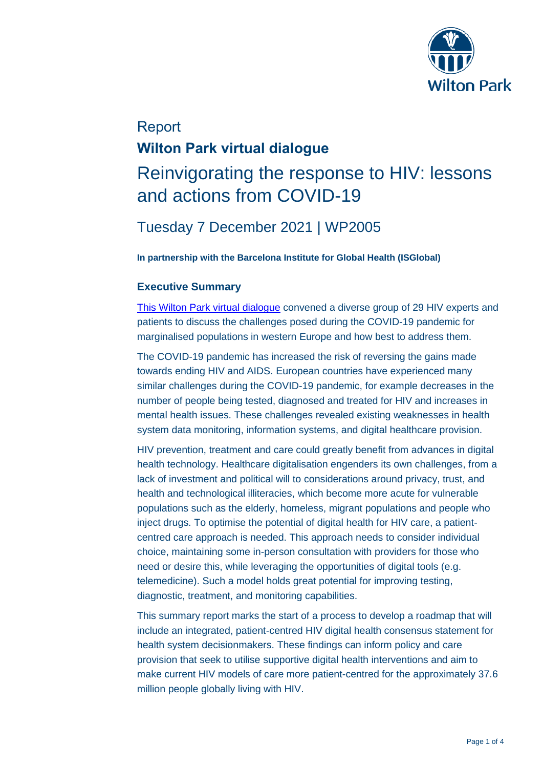# Report

## Wilton Park virtual dialogue

# Reinvigorating the response to HIV: lessons and actions from COVID-19

## Tuesday 7 December 2021 | WP2005

**In partnership with the Barcelona Institute for Global Health (ISGlobal)**

### Executive Summary

This Wilton Park virtual dialogue convened a diverse group of 29 HIV experts and patients to discuss the challenges posed during the COVID-19 pandemic for marginalised populations in western Europe and how best to address them.

The COVID-19 pandemic has increased the risk of reversing the gains made towards ending HIV and AIDS. European countries have experienced many similar challenges during the COVID-19 pandemic, for example decreases in the number of people being tested, diagnosed and treated for HIV and increases in mental health issues. These challenges revealed existing weaknesses in health system data monitoring, information systems, and digital healthcare provision.

HIV prevention, treatment and care could greatly benefit from advances in digital health technology. Healthcare digitalisation engenders its own challenges, from a lack of investment and political will to considerations around privacy, trust, and health and technological illiteracies, which become more acute for vulnerable populations such as the elderly, homeless, migrant populations and people who inject drugs. To optimise the potential of digital health for HIV care, a patient-centred care approach is needed. This approach needs to consider individual choice, maintaining some in-person consultation with providers for those who need or desire this, while leveraging the opportunities of digital tools (e.g. telemedicine). Such a model holds great potential for improving testing, diagnostic, treatment, and monitoring capabilities.

This summary report marks the start of a process to develop a roadmap that will include an integrated, patient-centred HIV digital health consensus statement for health system decisionmakers. These findings can inform policy and care provision that seek to utilise supportive digital health interventions and aim to make current HIV models of care more patient-centred for the approximately 37.6 million people globally living with HIV.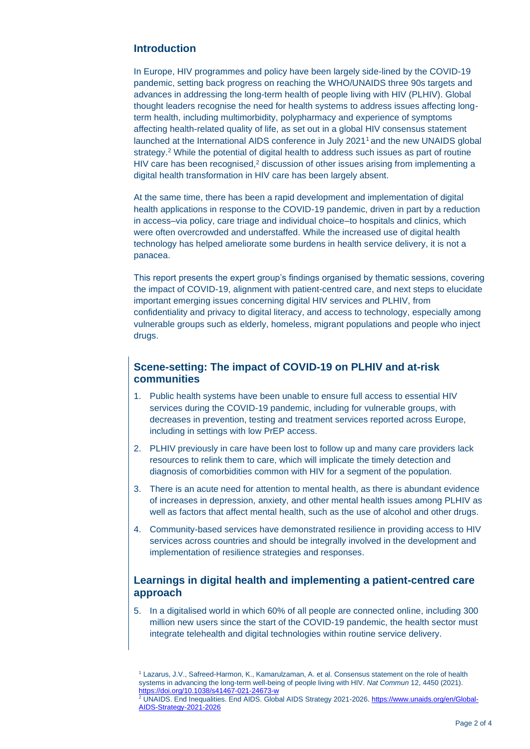## Introduction

In Europe, HIV programmes and policy have been largely side-lined by the COVID-19 pandemic, setting back progress on reaching the WHO/UNAIDS three 90s targets and advances in addressing the long-term health of people living with HIV (PLHIV). Global thought leaders recognise the need for health systems to address issues affecting long-term health, including multimorbidity, polypharmacy and experience of symptoms affecting health-related quality of life, as set out in a global HIV consensus statement launched at the International AIDS conference in July 2021[1] and the new UNAIDS global strategy.[2] While the potential of digital health to address such issues as part of routine HIV care has been recognised,[2] discussion of other issues arising from implementing a digital health transformation in HIV care has been largely absent.

At the same time, there has been a rapid development and implementation of digital health applications in response to the COVID-19 pandemic, driven in part by a reduction in access–via policy, care triage and individual choice–to hospitals and clinics, which were often overcrowded and understaffed. While the increased use of digital health technology has helped ameliorate some burdens in health service delivery, it is not a panacea.

This report presents the expert group's findings organised by thematic sessions, covering the impact of COVID-19, alignment with patient-centred care, and next steps to elucidate important emerging issues concerning digital HIV services and PLHIV, from confidentiality and privacy to digital literacy, and access to technology, especially among vulnerable groups such as elderly, homeless, migrant populations and people who inject drugs.

## Scene-setting: The impact of COVID-19 on PLHIV and at-risk communities

1. Public health systems have been unable to ensure full access to essential HIV services during the COVID-19 pandemic, including for vulnerable groups, with decreases in prevention, testing and treatment services reported across Europe, including in settings with low PrEP access.
2. PLHIV previously in care have been lost to follow up and many care providers lack resources to relink them to care, which will implicate the timely detection and diagnosis of comorbidities common with HIV for a segment of the population.
3. There is an acute need for attention to mental health, as there is abundant evidence of increases in depression, anxiety, and other mental health issues among PLHIV as well as factors that affect mental health, such as the use of alcohol and other drugs.
4. Community-based services have demonstrated resilience in providing access to HIV services across countries and should be integrally involved in the development and implementation of resilience strategies and responses.

## Learnings in digital health and implementing a patient-centred care approach

5. In a digitalised world in which 60% of all people are connected online, including 300 million new users since the start of the COVID-19 pandemic, the health sector must integrate telehealth and digital technologies within routine service delivery.

[1] Lazarus, J.V., Safreed-Harmon, K., Kamarulzaman, A. et al. Consensus statement on the role of health systems in advancing the long-term well-being of people living with HIV. *Nat Commun* 12, 4450 (2021). https://doi.org/10.1038/s41467-021-24673-w

[2] UNAIDS. End Inequalities. End AIDS. Global AIDS Strategy 2021-2026. https://www.unaids.org/en/Global-AIDS-Strategy-2021-2026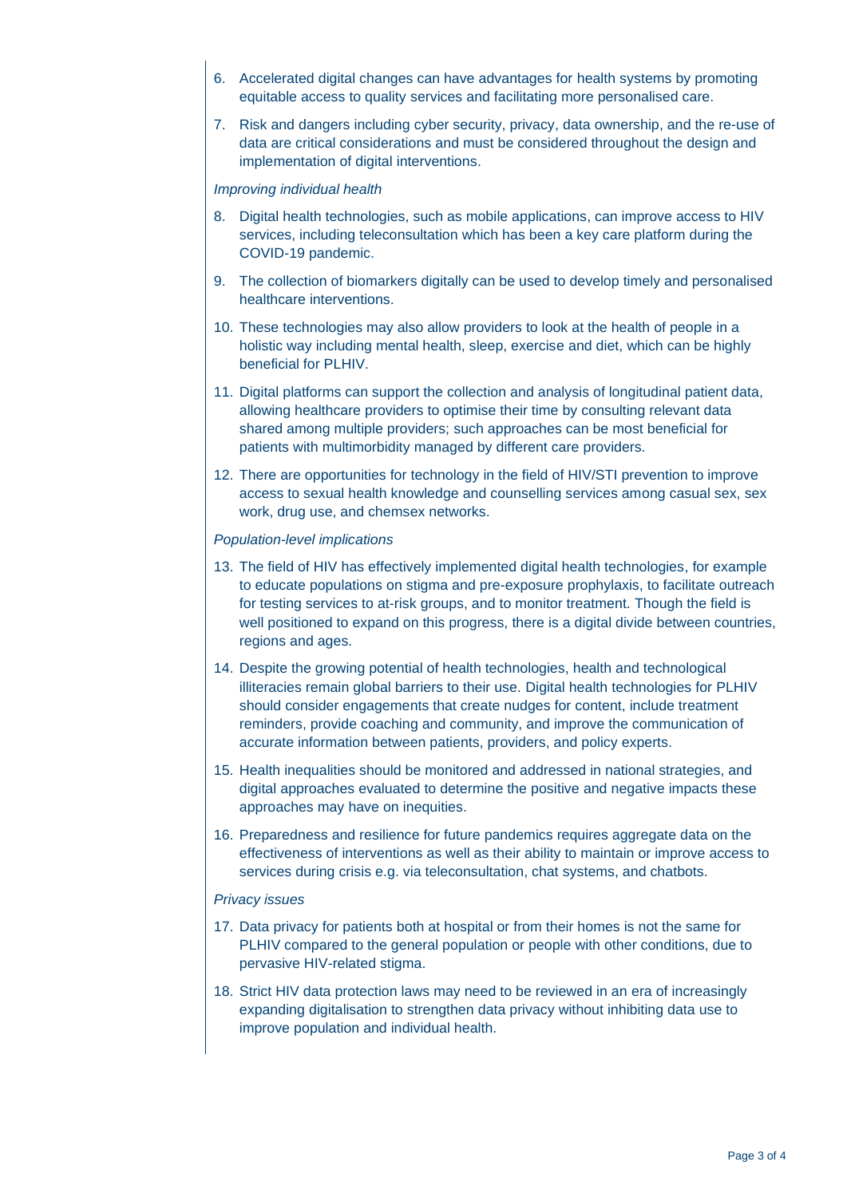6. Accelerated digital changes can have advantages for health systems by promoting equitable access to quality services and facilitating more personalised care.
7. Risk and dangers including cyber security, privacy, data ownership, and the re-use of data are critical considerations and must be considered throughout the design and implementation of digital interventions.

*Improving individual health*

8. Digital health technologies, such as mobile applications, can improve access to HIV services, including teleconsultation which has been a key care platform during the COVID-19 pandemic.
9. The collection of biomarkers digitally can be used to develop timely and personalised healthcare interventions.
10. These technologies may also allow providers to look at the health of people in a holistic way including mental health, sleep, exercise and diet, which can be highly beneficial for PLHIV.
11. Digital platforms can support the collection and analysis of longitudinal patient data, allowing healthcare providers to optimise their time by consulting relevant data shared among multiple providers; such approaches can be most beneficial for patients with multimorbidity managed by different care providers.
12. There are opportunities for technology in the field of HIV/STI prevention to improve access to sexual health knowledge and counselling services among casual sex, sex work, drug use, and chemsex networks.

*Population-level implications*

13. The field of HIV has effectively implemented digital health technologies, for example to educate populations on stigma and pre-exposure prophylaxis, to facilitate outreach for testing services to at-risk groups, and to monitor treatment. Though the field is well positioned to expand on this progress, there is a digital divide between countries, regions and ages.
14. Despite the growing potential of health technologies, health and technological illiteracies remain global barriers to their use. Digital health technologies for PLHIV should consider engagements that create nudges for content, include treatment reminders, provide coaching and community, and improve the communication of accurate information between patients, providers, and policy experts.
15. Health inequalities should be monitored and addressed in national strategies, and digital approaches evaluated to determine the positive and negative impacts these approaches may have on inequities.
16. Preparedness and resilience for future pandemics requires aggregate data on the effectiveness of interventions as well as their ability to maintain or improve access to services during crisis e.g. via teleconsultation, chat systems, and chatbots.

*Privacy issues*

17. Data privacy for patients both at hospital or from their homes is not the same for PLHIV compared to the general population or people with other conditions, due to pervasive HIV-related stigma.
18. Strict HIV data protection laws may need to be reviewed in an era of increasingly expanding digitalisation to strengthen data privacy without inhibiting data use to improve population and individual health.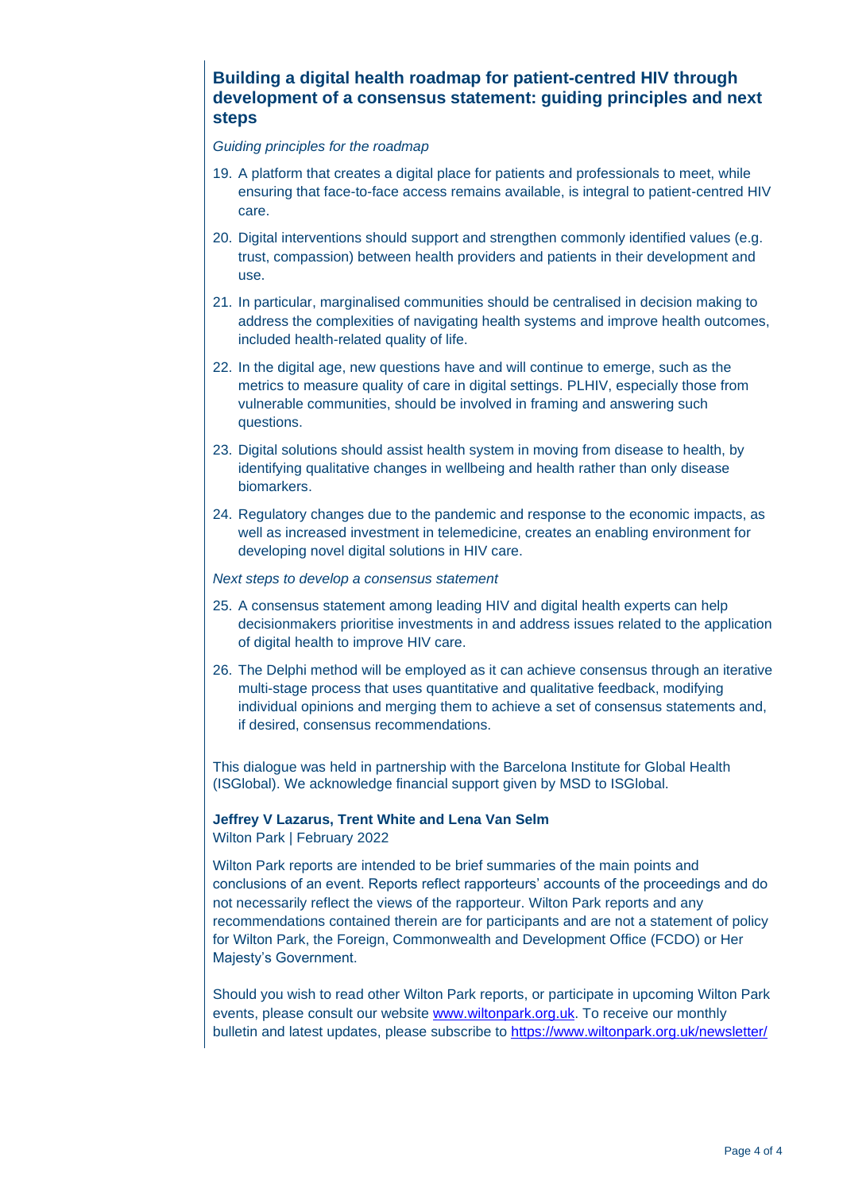## Building a digital health roadmap for patient-centred HIV through development of a consensus statement: guiding principles and next steps

*Guiding principles for the roadmap*

19. A platform that creates a digital place for patients and professionals to meet, while ensuring that face-to-face access remains available, is integral to patient-centred HIV care.
20. Digital interventions should support and strengthen commonly identified values (e.g. trust, compassion) between health providers and patients in their development and use.
21. In particular, marginalised communities should be centralised in decision making to address the complexities of navigating health systems and improve health outcomes, included health-related quality of life.
22. In the digital age, new questions have and will continue to emerge, such as the metrics to measure quality of care in digital settings. PLHIV, especially those from vulnerable communities, should be involved in framing and answering such questions.
23. Digital solutions should assist health system in moving from disease to health, by identifying qualitative changes in wellbeing and health rather than only disease biomarkers.
24. Regulatory changes due to the pandemic and response to the economic impacts, as well as increased investment in telemedicine, creates an enabling environment for developing novel digital solutions in HIV care.

*Next steps to develop a consensus statement*

25. A consensus statement among leading HIV and digital health experts can help decisionmakers prioritise investments in and address issues related to the application of digital health to improve HIV care.
26. The Delphi method will be employed as it can achieve consensus through an iterative multi-stage process that uses quantitative and qualitative feedback, modifying individual opinions and merging them to achieve a set of consensus statements and, if desired, consensus recommendations.

This dialogue was held in partnership with the Barcelona Institute for Global Health (ISGlobal). We acknowledge financial support given by MSD to ISGlobal.

**Jeffrey V Lazarus, Trent White and Lena Van Selm**
Wilton Park | February 2022

Wilton Park reports are intended to be brief summaries of the main points and conclusions of an event. Reports reflect rapporteurs' accounts of the proceedings and do not necessarily reflect the views of the rapporteur. Wilton Park reports and any recommendations contained therein are for participants and are not a statement of policy for Wilton Park, the Foreign, Commonwealth and Development Office (FCDO) or Her Majesty's Government.

Should you wish to read other Wilton Park reports, or participate in upcoming Wilton Park events, please consult our website [www.wiltonpark.org.uk](http://www.wiltonpark.org.uk). To receive our monthly bulletin and latest updates, please subscribe to [https://www.wiltonpark.org.uk/newsletter/](https://www.wiltonpark.org.uk/newsletter/)